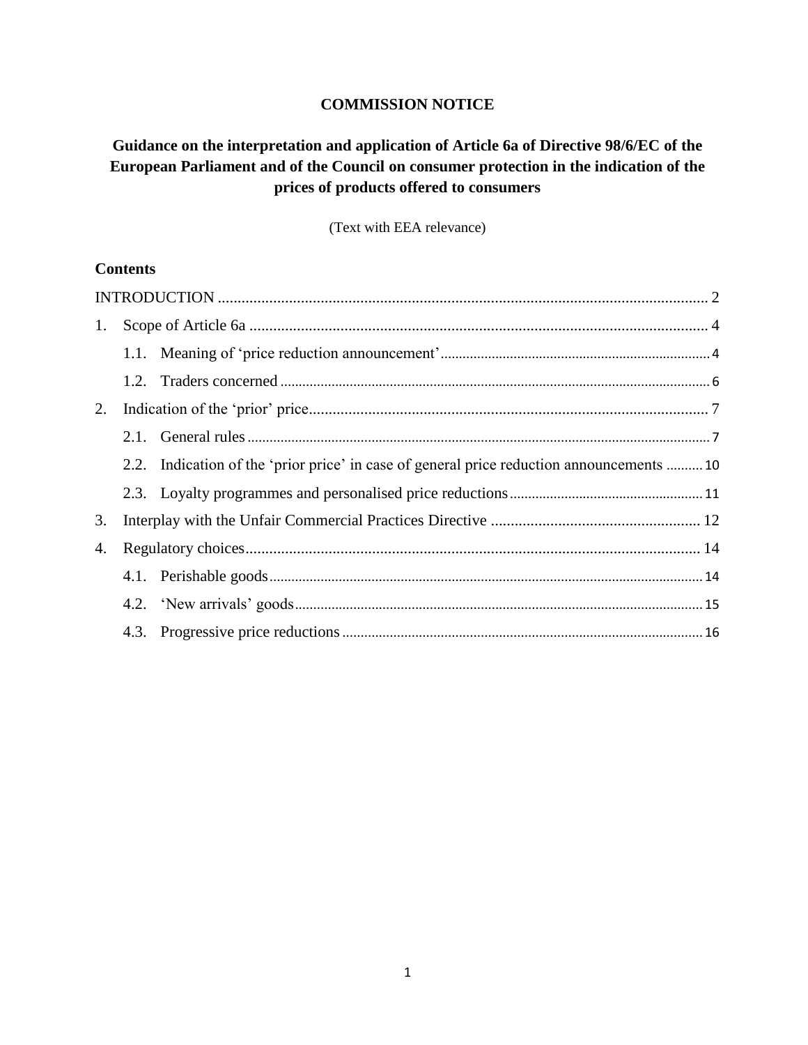**COMMISSION NOTICE**

# Guidance on the interpretation and application of Article 6a of Directive 98/6/EC of the European Parliament and of the Council on consumer protection in the indication of the prices of products offered to consumers

(Text with EEA relevance)

## Contents

INTRODUCTION ..... 2

1. Scope of Article 6a ..... 4
   - 1.1. Meaning of 'price reduction announcement' ..... 4
   - 1.2. Traders concerned ..... 6
2. Indication of the 'prior' price ..... 7
   - 2.1. General rules ..... 7
   - 2.2. Indication of the 'prior price' in case of general price reduction announcements ..... 10
   - 2.3. Loyalty programmes and personalised price reductions ..... 11
3. Interplay with the Unfair Commercial Practices Directive ..... 12
4. Regulatory choices ..... 14
   - 4.1. Perishable goods ..... 14
   - 4.2. 'New arrivals' goods ..... 15
   - 4.3. Progressive price reductions ..... 16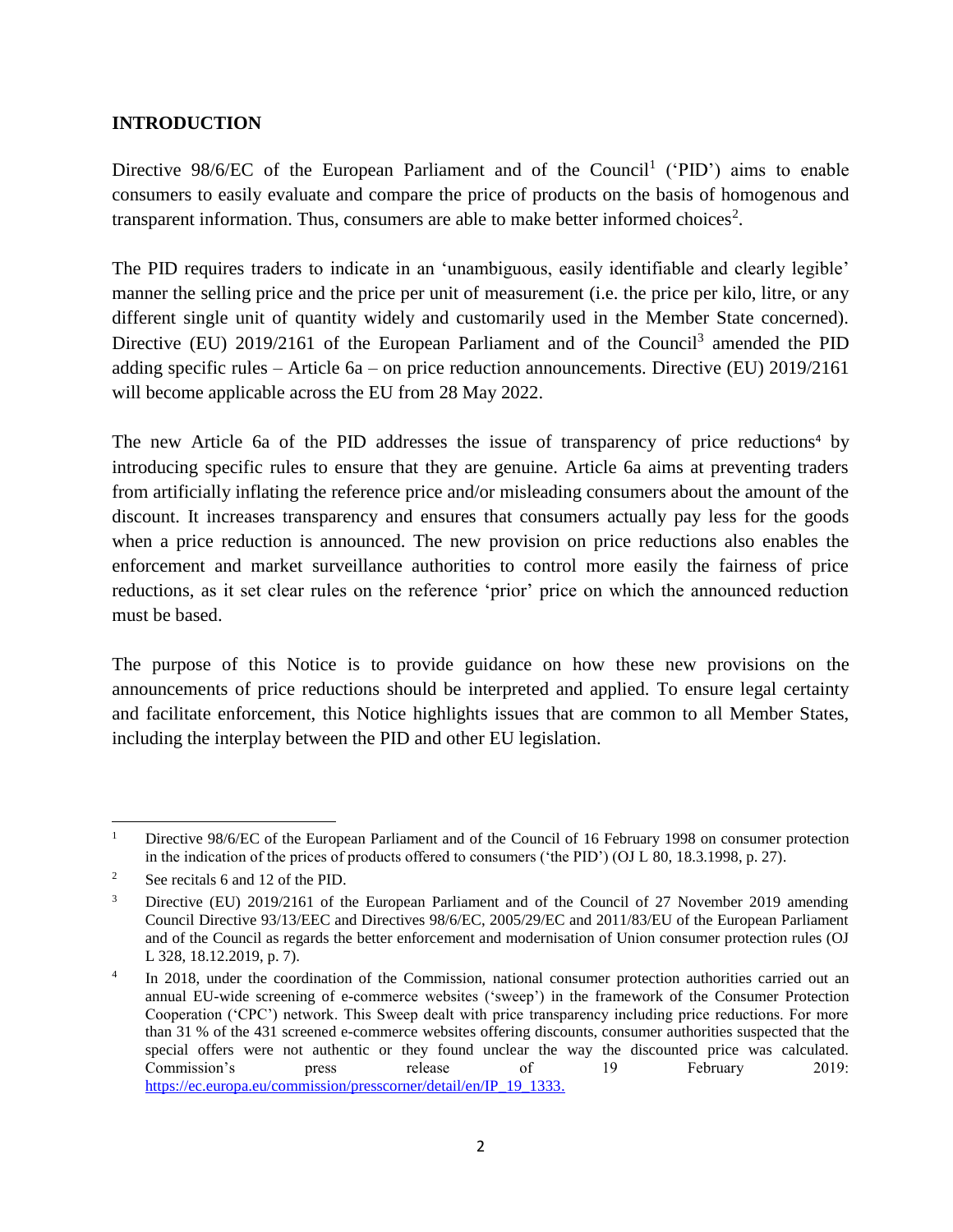## INTRODUCTION

Directive 98/6/EC of the European Parliament and of the Council[1] ('PID') aims to enable consumers to easily evaluate and compare the price of products on the basis of homogenous and transparent information. Thus, consumers are able to make better informed choices[2].

The PID requires traders to indicate in an 'unambiguous, easily identifiable and clearly legible' manner the selling price and the price per unit of measurement (i.e. the price per kilo, litre, or any different single unit of quantity widely and customarily used in the Member State concerned). Directive (EU) 2019/2161 of the European Parliament and of the Council[3] amended the PID adding specific rules – Article 6a – on price reduction announcements. Directive (EU) 2019/2161 will become applicable across the EU from 28 May 2022.

The new Article 6a of the PID addresses the issue of transparency of price reductions[4] by introducing specific rules to ensure that they are genuine. Article 6a aims at preventing traders from artificially inflating the reference price and/or misleading consumers about the amount of the discount. It increases transparency and ensures that consumers actually pay less for the goods when a price reduction is announced. The new provision on price reductions also enables the enforcement and market surveillance authorities to control more easily the fairness of price reductions, as it set clear rules on the reference 'prior' price on which the announced reduction must be based.

The purpose of this Notice is to provide guidance on how these new provisions on the announcements of price reductions should be interpreted and applied. To ensure legal certainty and facilitate enforcement, this Notice highlights issues that are common to all Member States, including the interplay between the PID and other EU legislation.

---

[1] Directive 98/6/EC of the European Parliament and of the Council of 16 February 1998 on consumer protection in the indication of the prices of products offered to consumers ('the PID') (OJ L 80, 18.3.1998, p. 27).

[2] See recitals 6 and 12 of the PID.

[3] Directive (EU) 2019/2161 of the European Parliament and of the Council of 27 November 2019 amending Council Directive 93/13/EEC and Directives 98/6/EC, 2005/29/EC and 2011/83/EU of the European Parliament and of the Council as regards the better enforcement and modernisation of Union consumer protection rules (OJ L 328, 18.12.2019, p. 7).

[4] In 2018, under the coordination of the Commission, national consumer protection authorities carried out an annual EU-wide screening of e-commerce websites ('sweep') in the framework of the Consumer Protection Cooperation ('CPC') network. This Sweep dealt with price transparency including price reductions. For more than 31 % of the 431 screened e-commerce websites offering discounts, consumer authorities suspected that the special offers were not authentic or they found unclear the way the discounted price was calculated. Commission's press release of 19 February 2019: https://ec.europa.eu/commission/presscorner/detail/en/IP_19_1333.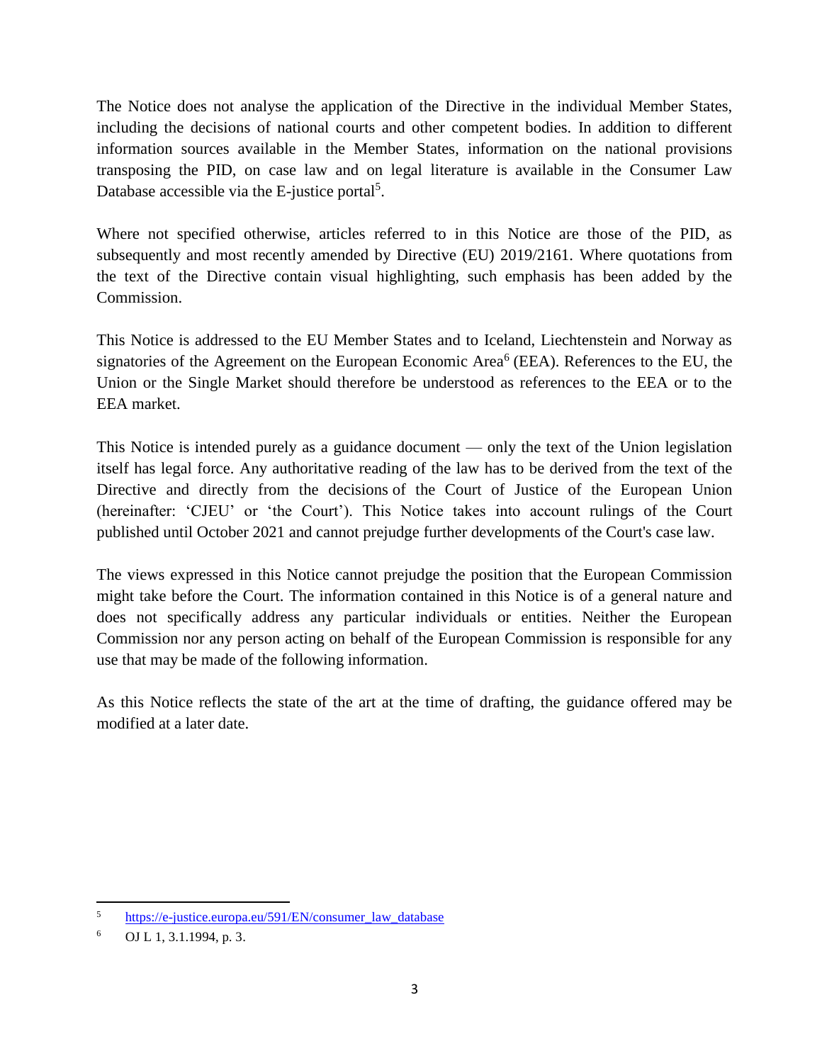The Notice does not analyse the application of the Directive in the individual Member States, including the decisions of national courts and other competent bodies. In addition to different information sources available in the Member States, information on the national provisions transposing the PID, on case law and on legal literature is available in the Consumer Law Database accessible via the E-justice portal[5].

Where not specified otherwise, articles referred to in this Notice are those of the PID, as subsequently and most recently amended by Directive (EU) 2019/2161. Where quotations from the text of the Directive contain visual highlighting, such emphasis has been added by the Commission.

This Notice is addressed to the EU Member States and to Iceland, Liechtenstein and Norway as signatories of the Agreement on the European Economic Area[6] (EEA). References to the EU, the Union or the Single Market should therefore be understood as references to the EEA or to the EEA market.

This Notice is intended purely as a guidance document — only the text of the Union legislation itself has legal force. Any authoritative reading of the law has to be derived from the text of the Directive and directly from the decisions of the Court of Justice of the European Union (hereinafter: 'CJEU' or 'the Court'). This Notice takes into account rulings of the Court published until October 2021 and cannot prejudge further developments of the Court's case law.

The views expressed in this Notice cannot prejudge the position that the European Commission might take before the Court. The information contained in this Notice is of a general nature and does not specifically address any particular individuals or entities. Neither the European Commission nor any person acting on behalf of the European Commission is responsible for any use that may be made of the following information.

As this Notice reflects the state of the art at the time of drafting, the guidance offered may be modified at a later date.

---

[5] https://e-justice.europa.eu/591/EN/consumer_law_database

[6] OJ L 1, 3.1.1994, p. 3.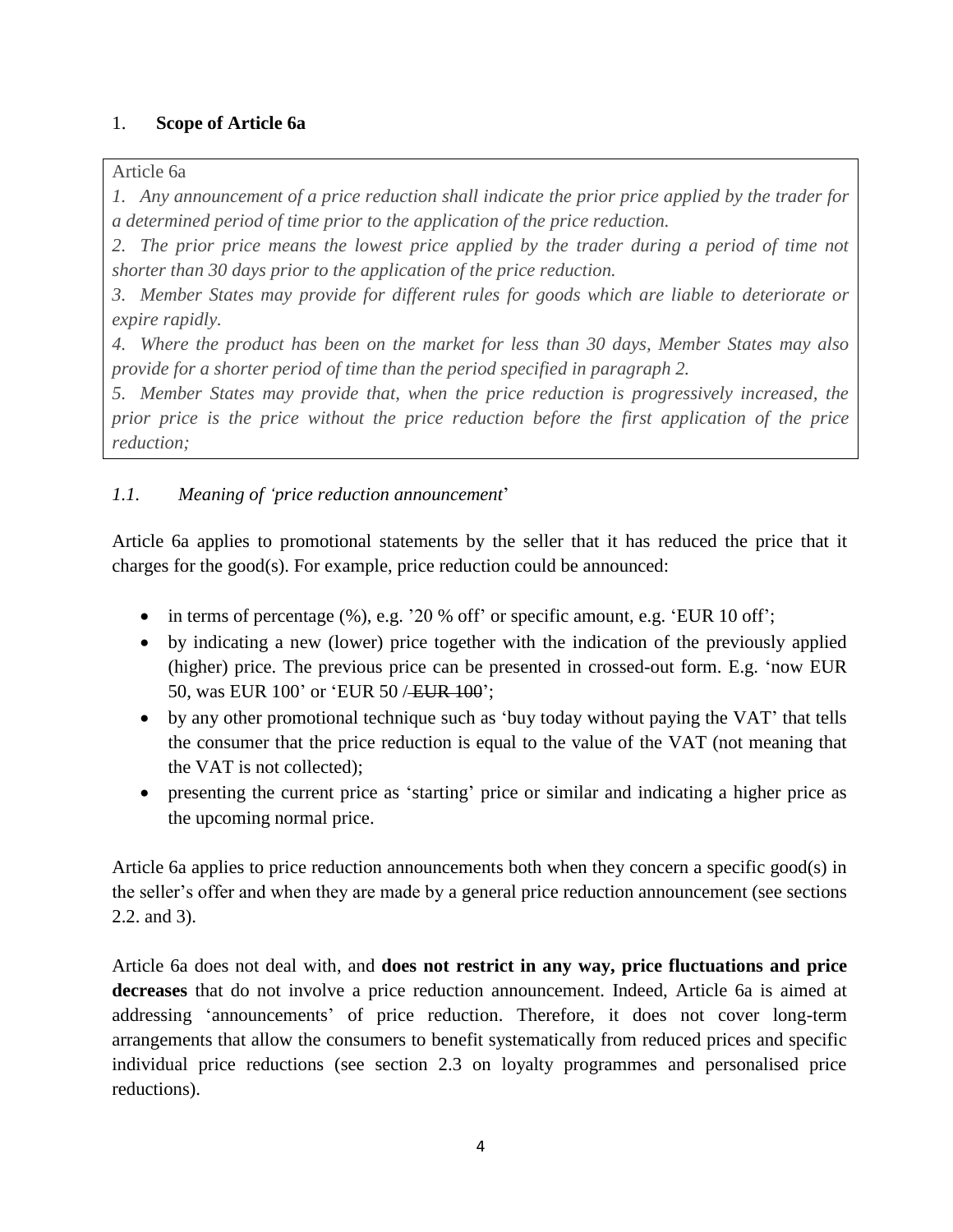## 1. **Scope of Article 6a**

> Article 6a
>
> *1. Any announcement of a price reduction shall indicate the prior price applied by the trader for a determined period of time prior to the application of the price reduction.*
>
> *2. The prior price means the lowest price applied by the trader during a period of time not shorter than 30 days prior to the application of the price reduction.*
>
> *3. Member States may provide for different rules for goods which are liable to deteriorate or expire rapidly.*
>
> *4. Where the product has been on the market for less than 30 days, Member States may also provide for a shorter period of time than the period specified in paragraph 2.*
>
> *5. Member States may provide that, when the price reduction is progressively increased, the prior price is the price without the price reduction before the first application of the price reduction;*

### *1.1. Meaning of 'price reduction announcement'*

Article 6a applies to promotional statements by the seller that it has reduced the price that it charges for the good(s). For example, price reduction could be announced:

- in terms of percentage (%), e.g. '20 % off' or specific amount, e.g. 'EUR 10 off';
- by indicating a new (lower) price together with the indication of the previously applied (higher) price. The previous price can be presented in crossed-out form. E.g. 'now EUR 50, was EUR 100' or 'EUR 50 / ~~EUR 100~~';
- by any other promotional technique such as 'buy today without paying the VAT' that tells the consumer that the price reduction is equal to the value of the VAT (not meaning that the VAT is not collected);
- presenting the current price as 'starting' price or similar and indicating a higher price as the upcoming normal price.

Article 6a applies to price reduction announcements both when they concern a specific good(s) in the seller's offer and when they are made by a general price reduction announcement (see sections 2.2. and 3).

Article 6a does not deal with, and **does not restrict in any way, price fluctuations and price decreases** that do not involve a price reduction announcement. Indeed, Article 6a is aimed at addressing 'announcements' of price reduction. Therefore, it does not cover long-term arrangements that allow the consumers to benefit systematically from reduced prices and specific individual price reductions (see section 2.3 on loyalty programmes and personalised price reductions).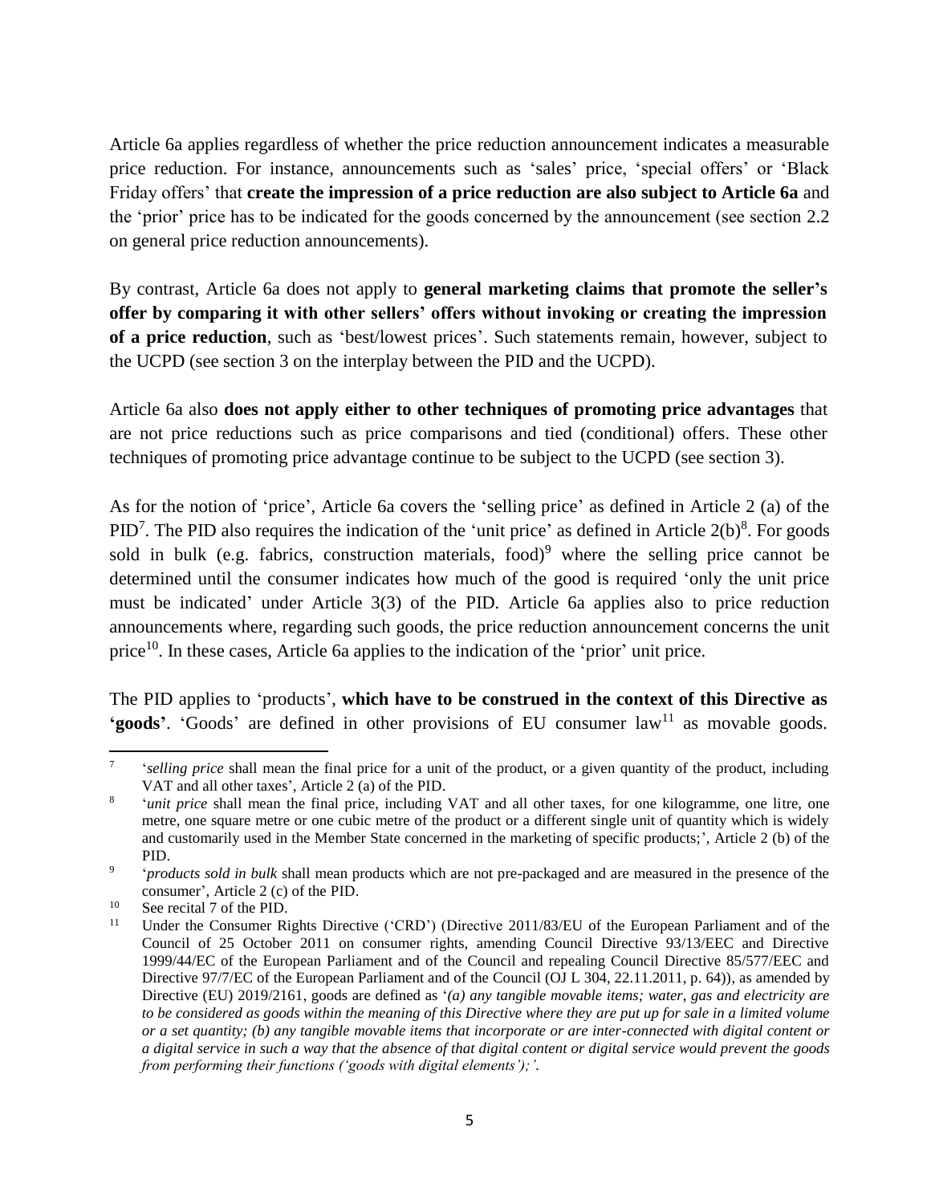Article 6a applies regardless of whether the price reduction announcement indicates a measurable price reduction. For instance, announcements such as 'sales' price, 'special offers' or 'Black Friday offers' that **create the impression of a price reduction are also subject to Article 6a** and the 'prior' price has to be indicated for the goods concerned by the announcement (see section 2.2 on general price reduction announcements).

By contrast, Article 6a does not apply to **general marketing claims that promote the seller's offer by comparing it with other sellers' offers without invoking or creating the impression of a price reduction**, such as 'best/lowest prices'. Such statements remain, however, subject to the UCPD (see section 3 on the interplay between the PID and the UCPD).

Article 6a also **does not apply either to other techniques of promoting price advantages** that are not price reductions such as price comparisons and tied (conditional) offers. These other techniques of promoting price advantage continue to be subject to the UCPD (see section 3).

As for the notion of 'price', Article 6a covers the 'selling price' as defined in Article 2 (a) of the PID[7]. The PID also requires the indication of the 'unit price' as defined in Article 2(b)[8]. For goods sold in bulk (e.g. fabrics, construction materials, food)[9] where the selling price cannot be determined until the consumer indicates how much of the good is required 'only the unit price must be indicated' under Article 3(3) of the PID. Article 6a applies also to price reduction announcements where, regarding such goods, the price reduction announcement concerns the unit price[10]. In these cases, Article 6a applies to the indication of the 'prior' unit price.

The PID applies to 'products', **which have to be construed in the context of this Directive as 'goods'**. 'Goods' are defined in other provisions of EU consumer law[11] as movable goods.

---

[7] '*selling price* shall mean the final price for a unit of the product, or a given quantity of the product, including VAT and all other taxes', Article 2 (a) of the PID.

[8] '*unit price* shall mean the final price, including VAT and all other taxes, for one kilogramme, one litre, one metre, one square metre or one cubic metre of the product or a different single unit of quantity which is widely and customarily used in the Member State concerned in the marketing of specific products;', Article 2 (b) of the PID.

[9] '*products sold in bulk* shall mean products which are not pre-packaged and are measured in the presence of the consumer', Article 2 (c) of the PID.

[10] See recital 7 of the PID.

[11] Under the Consumer Rights Directive ('CRD') (Directive 2011/83/EU of the European Parliament and of the Council of 25 October 2011 on consumer rights, amending Council Directive 93/13/EEC and Directive 1999/44/EC of the European Parliament and of the Council and repealing Council Directive 85/577/EEC and Directive 97/7/EC of the European Parliament and of the Council (OJ L 304, 22.11.2011, p. 64)), as amended by Directive (EU) 2019/2161, goods are defined as '*(a) any tangible movable items; water, gas and electricity are to be considered as goods within the meaning of this Directive where they are put up for sale in a limited volume or a set quantity; (b) any tangible movable items that incorporate or are inter-connected with digital content or a digital service in such a way that the absence of that digital content or digital service would prevent the goods from performing their functions ('goods with digital elements');'*.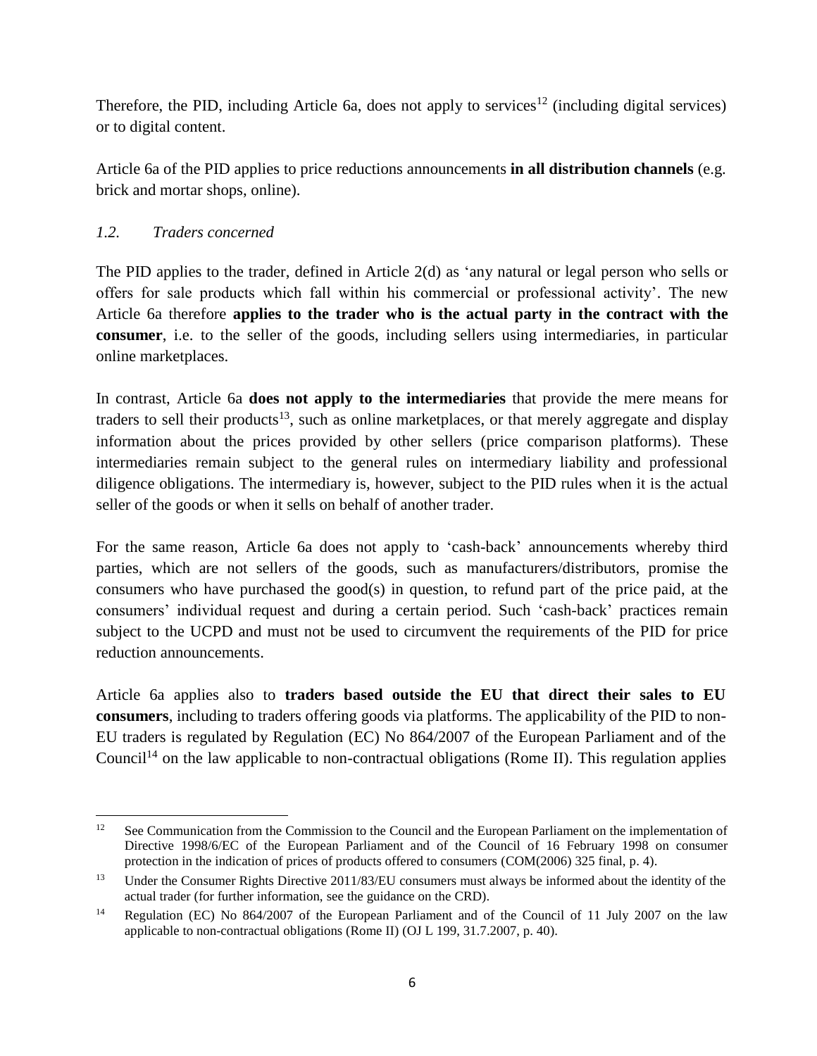Therefore, the PID, including Article 6a, does not apply to services[12] (including digital services) or to digital content.

Article 6a of the PID applies to price reductions announcements **in all distribution channels** (e.g. brick and mortar shops, online).

### *1.2. Traders concerned*

The PID applies to the trader, defined in Article 2(d) as 'any natural or legal person who sells or offers for sale products which fall within his commercial or professional activity'. The new Article 6a therefore **applies to the trader who is the actual party in the contract with the consumer**, i.e. to the seller of the goods, including sellers using intermediaries, in particular online marketplaces.

In contrast, Article 6a **does not apply to the intermediaries** that provide the mere means for traders to sell their products[13], such as online marketplaces, or that merely aggregate and display information about the prices provided by other sellers (price comparison platforms). These intermediaries remain subject to the general rules on intermediary liability and professional diligence obligations. The intermediary is, however, subject to the PID rules when it is the actual seller of the goods or when it sells on behalf of another trader.

For the same reason, Article 6a does not apply to 'cash-back' announcements whereby third parties, which are not sellers of the goods, such as manufacturers/distributors, promise the consumers who have purchased the good(s) in question, to refund part of the price paid, at the consumers' individual request and during a certain period. Such 'cash-back' practices remain subject to the UCPD and must not be used to circumvent the requirements of the PID for price reduction announcements.

Article 6a applies also to **traders based outside the EU that direct their sales to EU consumers**, including to traders offering goods via platforms. The applicability of the PID to non-EU traders is regulated by Regulation (EC) No 864/2007 of the European Parliament and of the Council[14] on the law applicable to non-contractual obligations (Rome II). This regulation applies

---

[12] See Communication from the Commission to the Council and the European Parliament on the implementation of Directive 1998/6/EC of the European Parliament and of the Council of 16 February 1998 on consumer protection in the indication of prices of products offered to consumers (COM(2006) 325 final, p. 4).

[13] Under the Consumer Rights Directive 2011/83/EU consumers must always be informed about the identity of the actual trader (for further information, see the guidance on the CRD).

[14] Regulation (EC) No 864/2007 of the European Parliament and of the Council of 11 July 2007 on the law applicable to non-contractual obligations (Rome II) (OJ L 199, 31.7.2007, p. 40).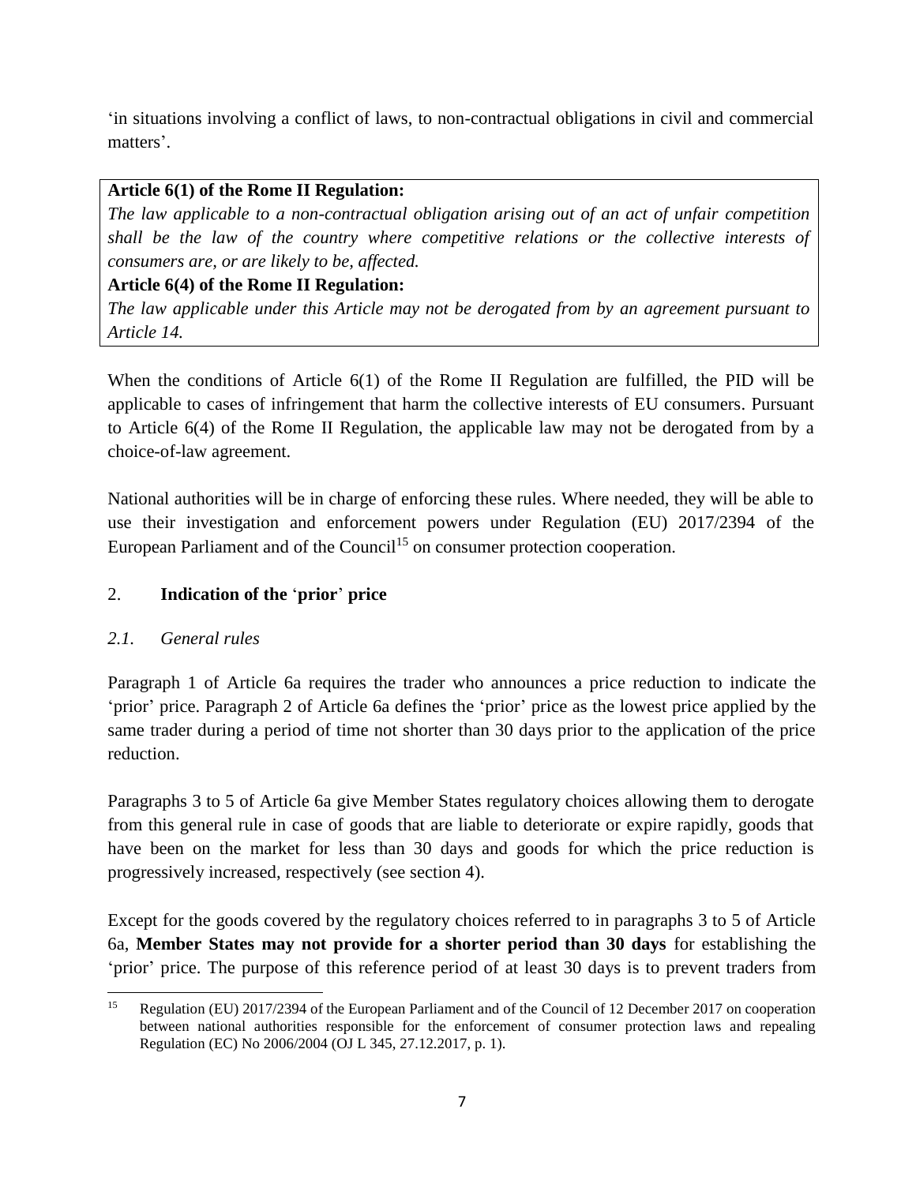'in situations involving a conflict of laws, to non-contractual obligations in civil and commercial matters'.

**Article 6(1) of the Rome II Regulation:**
*The law applicable to a non-contractual obligation arising out of an act of unfair competition shall be the law of the country where competitive relations or the collective interests of consumers are, or are likely to be, affected.*
**Article 6(4) of the Rome II Regulation:**
*The law applicable under this Article may not be derogated from by an agreement pursuant to Article 14.*

When the conditions of Article 6(1) of the Rome II Regulation are fulfilled, the PID will be applicable to cases of infringement that harm the collective interests of EU consumers. Pursuant to Article 6(4) of the Rome II Regulation, the applicable law may not be derogated from by a choice-of-law agreement.

National authorities will be in charge of enforcing these rules. Where needed, they will be able to use their investigation and enforcement powers under Regulation (EU) 2017/2394 of the European Parliament and of the Council[15] on consumer protection cooperation.

## 2. **Indication of the 'prior' price**

### *2.1. General rules*

Paragraph 1 of Article 6a requires the trader who announces a price reduction to indicate the 'prior' price. Paragraph 2 of Article 6a defines the 'prior' price as the lowest price applied by the same trader during a period of time not shorter than 30 days prior to the application of the price reduction.

Paragraphs 3 to 5 of Article 6a give Member States regulatory choices allowing them to derogate from this general rule in case of goods that are liable to deteriorate or expire rapidly, goods that have been on the market for less than 30 days and goods for which the price reduction is progressively increased, respectively (see section 4).

Except for the goods covered by the regulatory choices referred to in paragraphs 3 to 5 of Article 6a, **Member States may not provide for a shorter period than 30 days** for establishing the 'prior' price. The purpose of this reference period of at least 30 days is to prevent traders from

---

[15] Regulation (EU) 2017/2394 of the European Parliament and of the Council of 12 December 2017 on cooperation between national authorities responsible for the enforcement of consumer protection laws and repealing Regulation (EC) No 2006/2004 (OJ L 345, 27.12.2017, p. 1).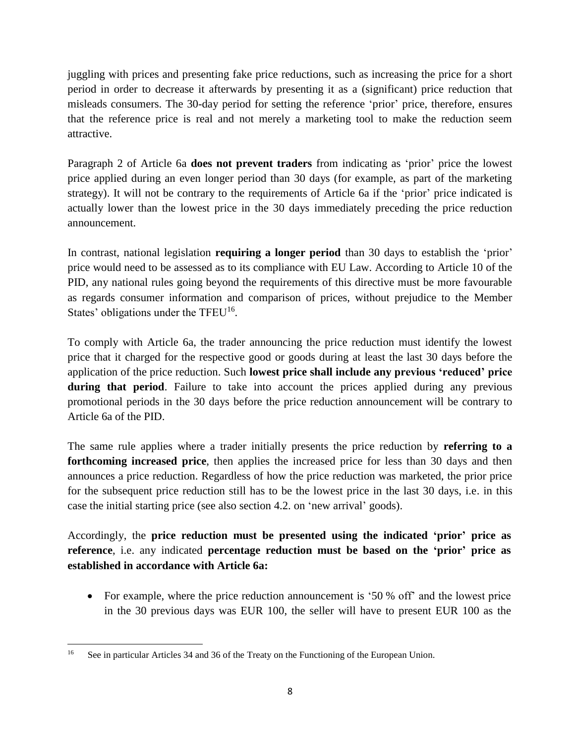juggling with prices and presenting fake price reductions, such as increasing the price for a short period in order to decrease it afterwards by presenting it as a (significant) price reduction that misleads consumers. The 30-day period for setting the reference 'prior' price, therefore, ensures that the reference price is real and not merely a marketing tool to make the reduction seem attractive.

Paragraph 2 of Article 6a **does not prevent traders** from indicating as 'prior' price the lowest price applied during an even longer period than 30 days (for example, as part of the marketing strategy). It will not be contrary to the requirements of Article 6a if the 'prior' price indicated is actually lower than the lowest price in the 30 days immediately preceding the price reduction announcement.

In contrast, national legislation **requiring a longer period** than 30 days to establish the 'prior' price would need to be assessed as to its compliance with EU Law. According to Article 10 of the PID, any national rules going beyond the requirements of this directive must be more favourable as regards consumer information and comparison of prices, without prejudice to the Member States' obligations under the TFEU[16].

To comply with Article 6a, the trader announcing the price reduction must identify the lowest price that it charged for the respective good or goods during at least the last 30 days before the application of the price reduction. Such **lowest price shall include any previous 'reduced' price during that period**. Failure to take into account the prices applied during any previous promotional periods in the 30 days before the price reduction announcement will be contrary to Article 6a of the PID.

The same rule applies where a trader initially presents the price reduction by **referring to a forthcoming increased price**, then applies the increased price for less than 30 days and then announces a price reduction. Regardless of how the price reduction was marketed, the prior price for the subsequent price reduction still has to be the lowest price in the last 30 days, i.e. in this case the initial starting price (see also section 4.2. on 'new arrival' goods).

Accordingly, the **price reduction must be presented using the indicated 'prior' price as reference**, i.e. any indicated **percentage reduction must be based on the 'prior' price as established in accordance with Article 6a:**

- For example, where the price reduction announcement is '50 % off' and the lowest price in the 30 previous days was EUR 100, the seller will have to present EUR 100 as the

---

[16] See in particular Articles 34 and 36 of the Treaty on the Functioning of the European Union.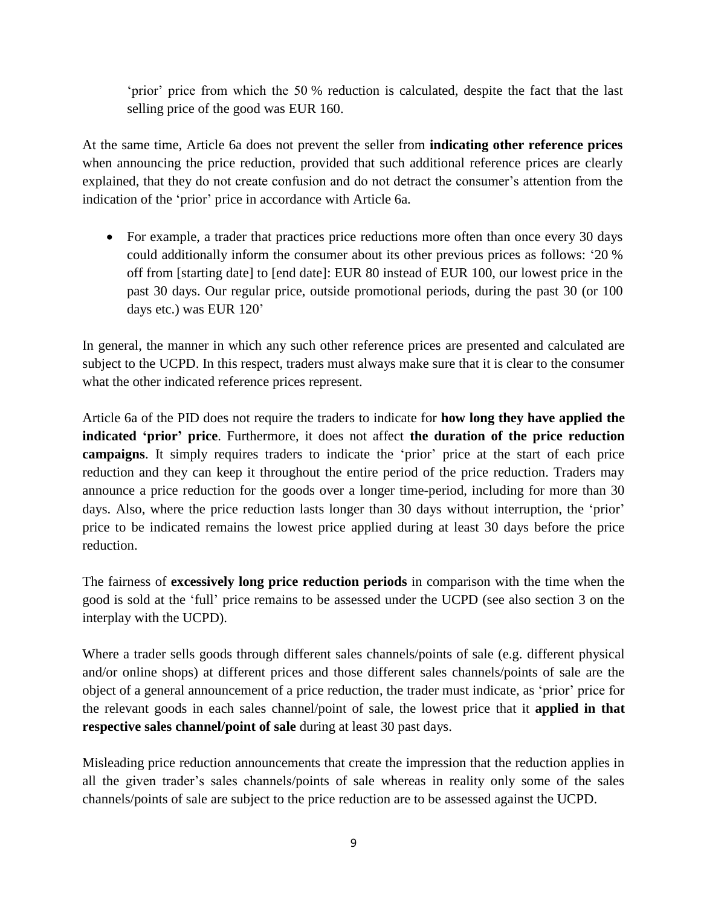'prior' price from which the 50 % reduction is calculated, despite the fact that the last selling price of the good was EUR 160.

At the same time, Article 6a does not prevent the seller from **indicating other reference prices** when announcing the price reduction, provided that such additional reference prices are clearly explained, that they do not create confusion and do not detract the consumer's attention from the indication of the 'prior' price in accordance with Article 6a.

- For example, a trader that practices price reductions more often than once every 30 days could additionally inform the consumer about its other previous prices as follows: '20 % off from [starting date] to [end date]: EUR 80 instead of EUR 100, our lowest price in the past 30 days. Our regular price, outside promotional periods, during the past 30 (or 100 days etc.) was EUR 120'

In general, the manner in which any such other reference prices are presented and calculated are subject to the UCPD. In this respect, traders must always make sure that it is clear to the consumer what the other indicated reference prices represent.

Article 6a of the PID does not require the traders to indicate for **how long they have applied the indicated 'prior' price**. Furthermore, it does not affect **the duration of the price reduction campaigns**. It simply requires traders to indicate the 'prior' price at the start of each price reduction and they can keep it throughout the entire period of the price reduction. Traders may announce a price reduction for the goods over a longer time-period, including for more than 30 days. Also, where the price reduction lasts longer than 30 days without interruption, the 'prior' price to be indicated remains the lowest price applied during at least 30 days before the price reduction.

The fairness of **excessively long price reduction periods** in comparison with the time when the good is sold at the 'full' price remains to be assessed under the UCPD (see also section 3 on the interplay with the UCPD).

Where a trader sells goods through different sales channels/points of sale (e.g. different physical and/or online shops) at different prices and those different sales channels/points of sale are the object of a general announcement of a price reduction, the trader must indicate, as 'prior' price for the relevant goods in each sales channel/point of sale, the lowest price that it **applied in that respective sales channel/point of sale** during at least 30 past days.

Misleading price reduction announcements that create the impression that the reduction applies in all the given trader's sales channels/points of sale whereas in reality only some of the sales channels/points of sale are subject to the price reduction are to be assessed against the UCPD.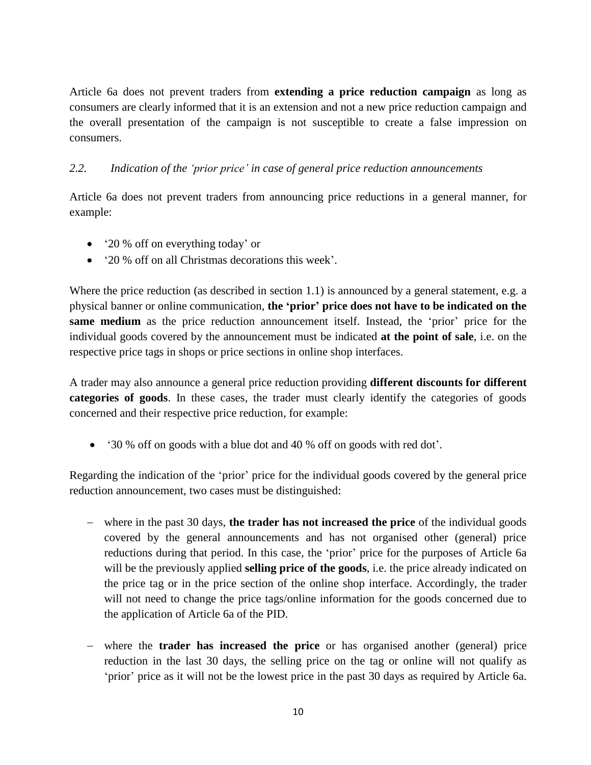Article 6a does not prevent traders from **extending a price reduction campaign** as long as consumers are clearly informed that it is an extension and not a new price reduction campaign and the overall presentation of the campaign is not susceptible to create a false impression on consumers.

### *2.2. Indication of the 'prior price' in case of general price reduction announcements*

Article 6a does not prevent traders from announcing price reductions in a general manner, for example:

- '20 % off on everything today' or
- '20 % off on all Christmas decorations this week'.

Where the price reduction (as described in section 1.1) is announced by a general statement, e.g. a physical banner or online communication, **the 'prior' price does not have to be indicated on the same medium** as the price reduction announcement itself. Instead, the 'prior' price for the individual goods covered by the announcement must be indicated **at the point of sale**, i.e. on the respective price tags in shops or price sections in online shop interfaces.

A trader may also announce a general price reduction providing **different discounts for different categories of goods**. In these cases, the trader must clearly identify the categories of goods concerned and their respective price reduction, for example:

- '30 % off on goods with a blue dot and 40 % off on goods with red dot'.

Regarding the indication of the 'prior' price for the individual goods covered by the general price reduction announcement, two cases must be distinguished:

- where in the past 30 days, **the trader has not increased the price** of the individual goods covered by the general announcements and has not organised other (general) price reductions during that period. In this case, the 'prior' price for the purposes of Article 6a will be the previously applied **selling price of the goods**, i.e. the price already indicated on the price tag or in the price section of the online shop interface. Accordingly, the trader will not need to change the price tags/online information for the goods concerned due to the application of Article 6a of the PID.

- where the **trader has increased the price** or has organised another (general) price reduction in the last 30 days, the selling price on the tag or online will not qualify as 'prior' price as it will not be the lowest price in the past 30 days as required by Article 6a.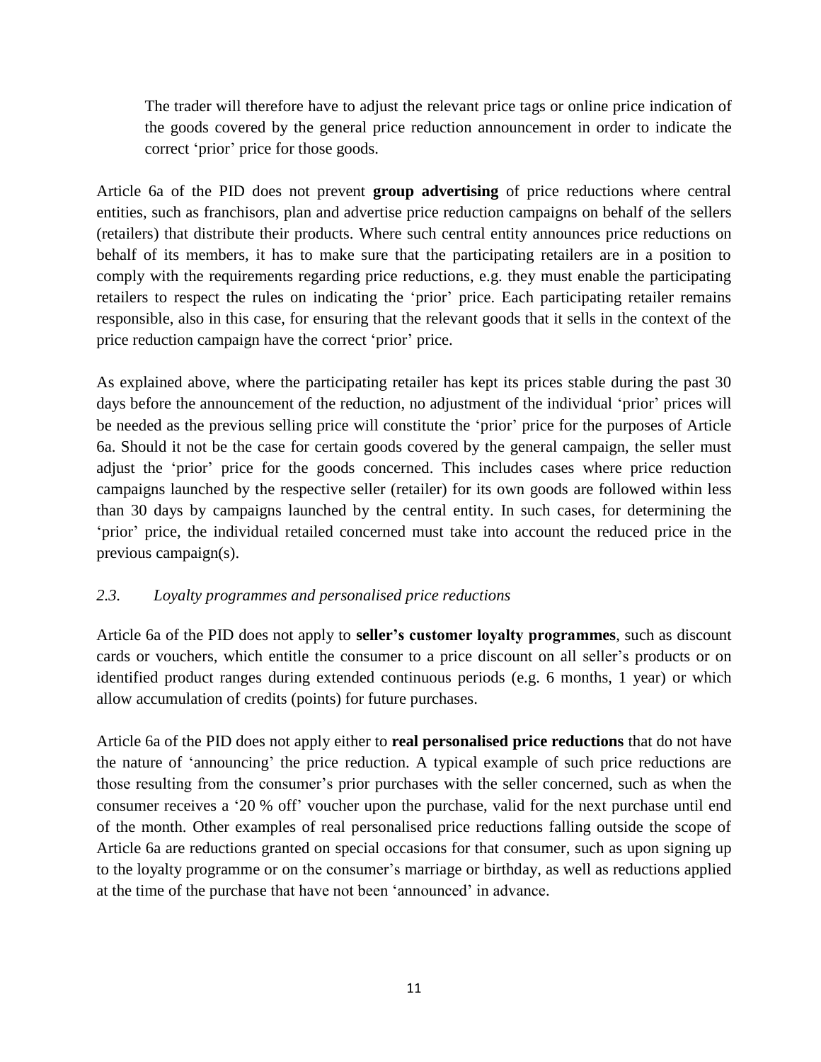> The trader will therefore have to adjust the relevant price tags or online price indication of the goods covered by the general price reduction announcement in order to indicate the correct 'prior' price for those goods.

Article 6a of the PID does not prevent **group advertising** of price reductions where central entities, such as franchisors, plan and advertise price reduction campaigns on behalf of the sellers (retailers) that distribute their products. Where such central entity announces price reductions on behalf of its members, it has to make sure that the participating retailers are in a position to comply with the requirements regarding price reductions, e.g. they must enable the participating retailers to respect the rules on indicating the 'prior' price. Each participating retailer remains responsible, also in this case, for ensuring that the relevant goods that it sells in the context of the price reduction campaign have the correct 'prior' price.

As explained above, where the participating retailer has kept its prices stable during the past 30 days before the announcement of the reduction, no adjustment of the individual 'prior' prices will be needed as the previous selling price will constitute the 'prior' price for the purposes of Article 6a. Should it not be the case for certain goods covered by the general campaign, the seller must adjust the 'prior' price for the goods concerned. This includes cases where price reduction campaigns launched by the respective seller (retailer) for its own goods are followed within less than 30 days by campaigns launched by the central entity. In such cases, for determining the 'prior' price, the individual retailed concerned must take into account the reduced price in the previous campaign(s).

### *2.3. Loyalty programmes and personalised price reductions*

Article 6a of the PID does not apply to **seller's customer loyalty programmes**, such as discount cards or vouchers, which entitle the consumer to a price discount on all seller's products or on identified product ranges during extended continuous periods (e.g. 6 months, 1 year) or which allow accumulation of credits (points) for future purchases.

Article 6a of the PID does not apply either to **real personalised price reductions** that do not have the nature of 'announcing' the price reduction. A typical example of such price reductions are those resulting from the consumer's prior purchases with the seller concerned, such as when the consumer receives a '20 % off' voucher upon the purchase, valid for the next purchase until end of the month. Other examples of real personalised price reductions falling outside the scope of Article 6a are reductions granted on special occasions for that consumer, such as upon signing up to the loyalty programme or on the consumer's marriage or birthday, as well as reductions applied at the time of the purchase that have not been 'announced' in advance.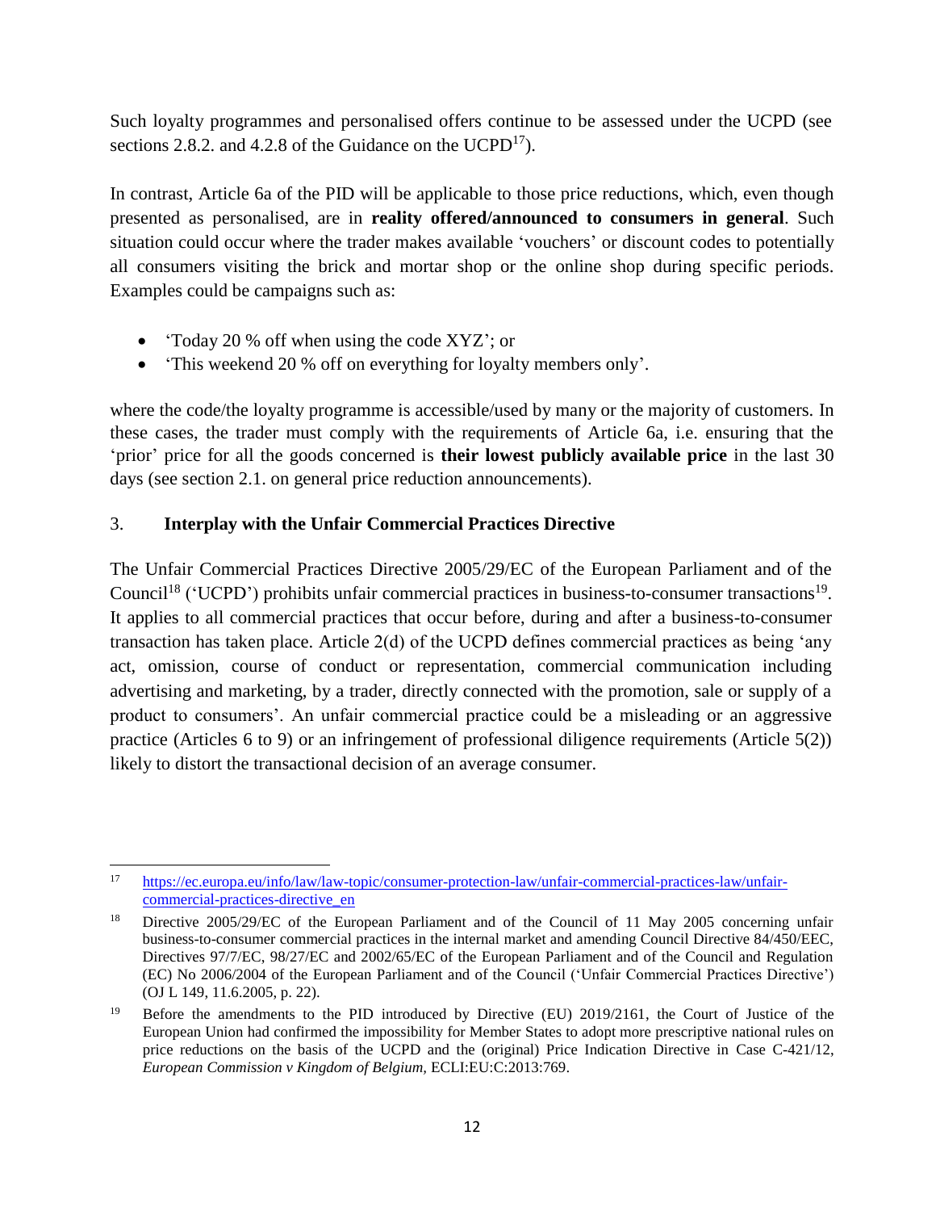Such loyalty programmes and personalised offers continue to be assessed under the UCPD (see sections 2.8.2. and 4.2.8 of the Guidance on the UCPD[17]).

In contrast, Article 6a of the PID will be applicable to those price reductions, which, even though presented as personalised, are in **reality offered/announced to consumers in general**. Such situation could occur where the trader makes available 'vouchers' or discount codes to potentially all consumers visiting the brick and mortar shop or the online shop during specific periods. Examples could be campaigns such as:

- 'Today 20 % off when using the code XYZ'; or
- 'This weekend 20 % off on everything for loyalty members only'.

where the code/the loyalty programme is accessible/used by many or the majority of customers. In these cases, the trader must comply with the requirements of Article 6a, i.e. ensuring that the 'prior' price for all the goods concerned is **their lowest publicly available price** in the last 30 days (see section 2.1. on general price reduction announcements).

## 3. **Interplay with the Unfair Commercial Practices Directive**

The Unfair Commercial Practices Directive 2005/29/EC of the European Parliament and of the Council[18] ('UCPD') prohibits unfair commercial practices in business-to-consumer transactions[19]. It applies to all commercial practices that occur before, during and after a business-to-consumer transaction has taken place. Article 2(d) of the UCPD defines commercial practices as being 'any act, omission, course of conduct or representation, commercial communication including advertising and marketing, by a trader, directly connected with the promotion, sale or supply of a product to consumers'. An unfair commercial practice could be a misleading or an aggressive practice (Articles 6 to 9) or an infringement of professional diligence requirements (Article 5(2)) likely to distort the transactional decision of an average consumer.

---

[17] https://ec.europa.eu/info/law/law-topic/consumer-protection-law/unfair-commercial-practices-law/unfair-commercial-practices-directive_en

[18] Directive 2005/29/EC of the European Parliament and of the Council of 11 May 2005 concerning unfair business-to-consumer commercial practices in the internal market and amending Council Directive 84/450/EEC, Directives 97/7/EC, 98/27/EC and 2002/65/EC of the European Parliament and of the Council and Regulation (EC) No 2006/2004 of the European Parliament and of the Council ('Unfair Commercial Practices Directive') (OJ L 149, 11.6.2005, p. 22).

[19] Before the amendments to the PID introduced by Directive (EU) 2019/2161, the Court of Justice of the European Union had confirmed the impossibility for Member States to adopt more prescriptive national rules on price reductions on the basis of the UCPD and the (original) Price Indication Directive in Case C-421/12, *European Commission v Kingdom of Belgium,* ECLI:EU:C:2013:769.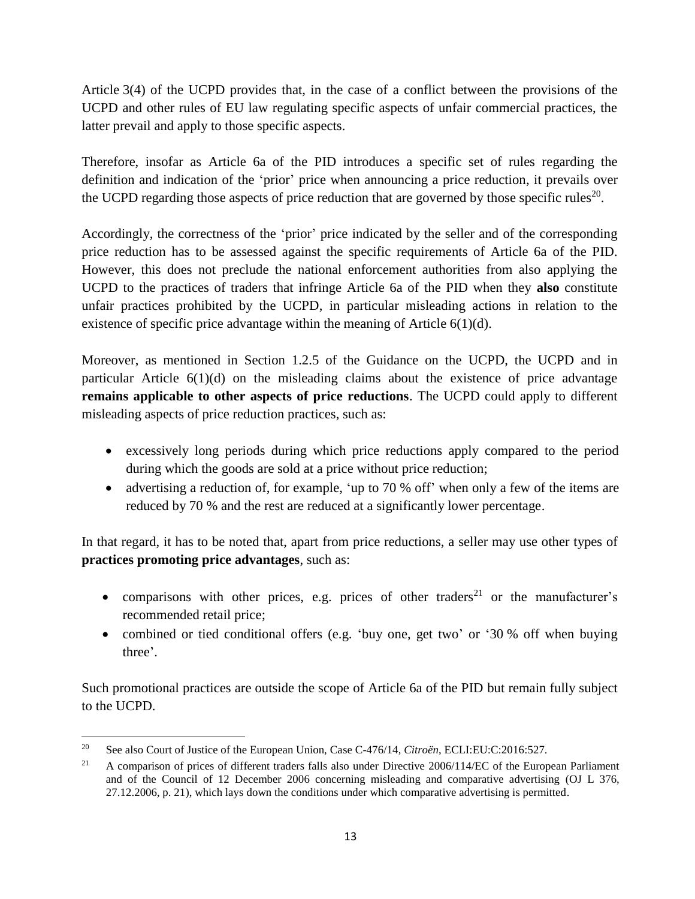Article 3(4) of the UCPD provides that, in the case of a conflict between the provisions of the UCPD and other rules of EU law regulating specific aspects of unfair commercial practices, the latter prevail and apply to those specific aspects.

Therefore, insofar as Article 6a of the PID introduces a specific set of rules regarding the definition and indication of the 'prior' price when announcing a price reduction, it prevails over the UCPD regarding those aspects of price reduction that are governed by those specific rules[20].

Accordingly, the correctness of the 'prior' price indicated by the seller and of the corresponding price reduction has to be assessed against the specific requirements of Article 6a of the PID. However, this does not preclude the national enforcement authorities from also applying the UCPD to the practices of traders that infringe Article 6a of the PID when they **also** constitute unfair practices prohibited by the UCPD, in particular misleading actions in relation to the existence of specific price advantage within the meaning of Article 6(1)(d).

Moreover, as mentioned in Section 1.2.5 of the Guidance on the UCPD, the UCPD and in particular Article 6(1)(d) on the misleading claims about the existence of price advantage **remains applicable to other aspects of price reductions**. The UCPD could apply to different misleading aspects of price reduction practices, such as:

- excessively long periods during which price reductions apply compared to the period during which the goods are sold at a price without price reduction;
- advertising a reduction of, for example, 'up to 70 % off' when only a few of the items are reduced by 70 % and the rest are reduced at a significantly lower percentage.

In that regard, it has to be noted that, apart from price reductions, a seller may use other types of **practices promoting price advantages**, such as:

- comparisons with other prices, e.g. prices of other traders[21] or the manufacturer's recommended retail price;
- combined or tied conditional offers (e.g. 'buy one, get two' or '30 % off when buying three'.

Such promotional practices are outside the scope of Article 6a of the PID but remain fully subject to the UCPD.

---

[20] See also Court of Justice of the European Union, Case C-476/14, *Citroën*, ECLI:EU:C:2016:527.

[21] A comparison of prices of different traders falls also under Directive 2006/114/EC of the European Parliament and of the Council of 12 December 2006 concerning misleading and comparative advertising (OJ L 376, 27.12.2006, p. 21), which lays down the conditions under which comparative advertising is permitted.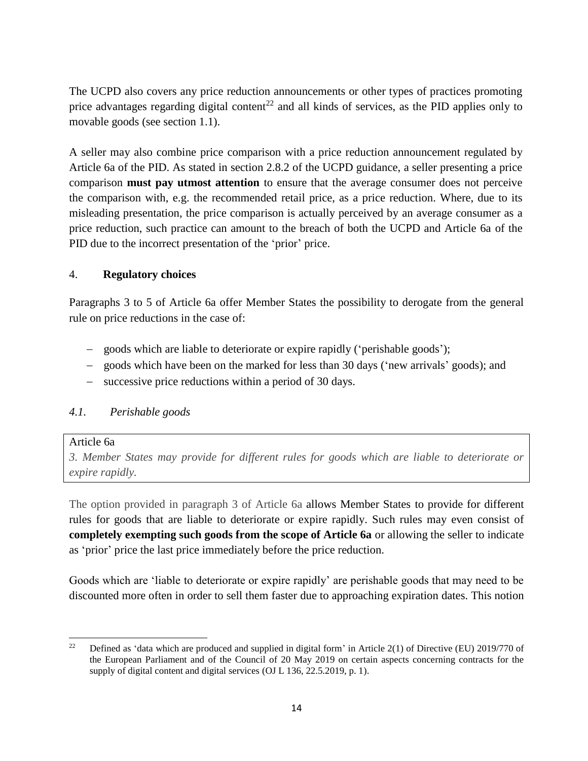The UCPD also covers any price reduction announcements or other types of practices promoting price advantages regarding digital content[22] and all kinds of services, as the PID applies only to movable goods (see section 1.1).

A seller may also combine price comparison with a price reduction announcement regulated by Article 6a of the PID. As stated in section 2.8.2 of the UCPD guidance, a seller presenting a price comparison **must pay utmost attention** to ensure that the average consumer does not perceive the comparison with, e.g. the recommended retail price, as a price reduction. Where, due to its misleading presentation, the price comparison is actually perceived by an average consumer as a price reduction, such practice can amount to the breach of both the UCPD and Article 6a of the PID due to the incorrect presentation of the 'prior' price.

## 4. **Regulatory choices**

Paragraphs 3 to 5 of Article 6a offer Member States the possibility to derogate from the general rule on price reductions in the case of:

- goods which are liable to deteriorate or expire rapidly ('perishable goods');
- goods which have been on the marked for less than 30 days ('new arrivals' goods); and
- successive price reductions within a period of 30 days.

### *4.1. Perishable goods*

> Article 6a
> *3. Member States may provide for different rules for goods which are liable to deteriorate or expire rapidly.*

The option provided in paragraph 3 of Article 6a allows Member States to provide for different rules for goods that are liable to deteriorate or expire rapidly. Such rules may even consist of **completely exempting such goods from the scope of Article 6a** or allowing the seller to indicate as 'prior' price the last price immediately before the price reduction.

Goods which are 'liable to deteriorate or expire rapidly' are perishable goods that may need to be discounted more often in order to sell them faster due to approaching expiration dates. This notion

[22] Defined as 'data which are produced and supplied in digital form' in Article 2(1) of Directive (EU) 2019/770 of the European Parliament and of the Council of 20 May 2019 on certain aspects concerning contracts for the supply of digital content and digital services (OJ L 136, 22.5.2019, p. 1).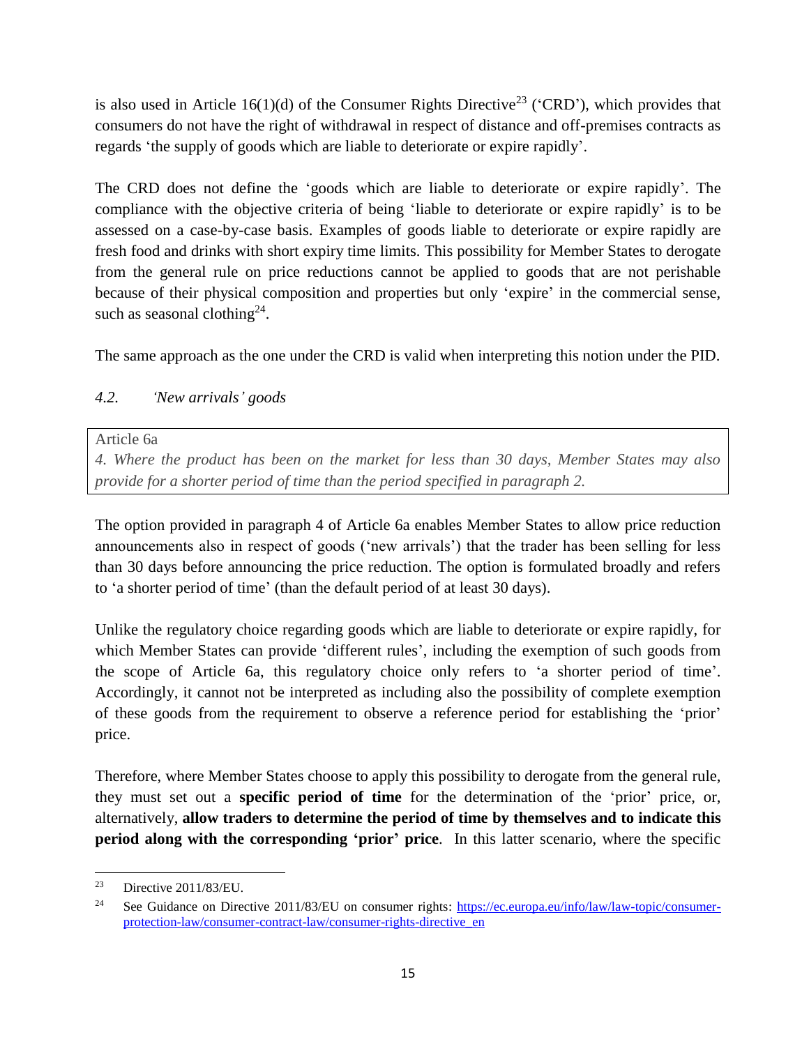is also used in Article 16(1)(d) of the Consumer Rights Directive[23] ('CRD'), which provides that consumers do not have the right of withdrawal in respect of distance and off-premises contracts as regards 'the supply of goods which are liable to deteriorate or expire rapidly'.

The CRD does not define the 'goods which are liable to deteriorate or expire rapidly'. The compliance with the objective criteria of being 'liable to deteriorate or expire rapidly' is to be assessed on a case-by-case basis. Examples of goods liable to deteriorate or expire rapidly are fresh food and drinks with short expiry time limits. This possibility for Member States to derogate from the general rule on price reductions cannot be applied to goods that are not perishable because of their physical composition and properties but only 'expire' in the commercial sense, such as seasonal clothing[24].

The same approach as the one under the CRD is valid when interpreting this notion under the PID.

### *4.2. 'New arrivals' goods*

> Article 6a
> *4. Where the product has been on the market for less than 30 days, Member States may also provide for a shorter period of time than the period specified in paragraph 2.*

The option provided in paragraph 4 of Article 6a enables Member States to allow price reduction announcements also in respect of goods ('new arrivals') that the trader has been selling for less than 30 days before announcing the price reduction. The option is formulated broadly and refers to 'a shorter period of time' (than the default period of at least 30 days).

Unlike the regulatory choice regarding goods which are liable to deteriorate or expire rapidly, for which Member States can provide 'different rules', including the exemption of such goods from the scope of Article 6a, this regulatory choice only refers to 'a shorter period of time'. Accordingly, it cannot not be interpreted as including also the possibility of complete exemption of these goods from the requirement to observe a reference period for establishing the 'prior' price.

Therefore, where Member States choose to apply this possibility to derogate from the general rule, they must set out a **specific period of time** for the determination of the 'prior' price, or, alternatively, **allow traders to determine the period of time by themselves and to indicate this period along with the corresponding 'prior' price**. In this latter scenario, where the specific

---

[23] Directive 2011/83/EU.

[24] See Guidance on Directive 2011/83/EU on consumer rights: https://ec.europa.eu/info/law/law-topic/consumer-protection-law/consumer-contract-law/consumer-rights-directive_en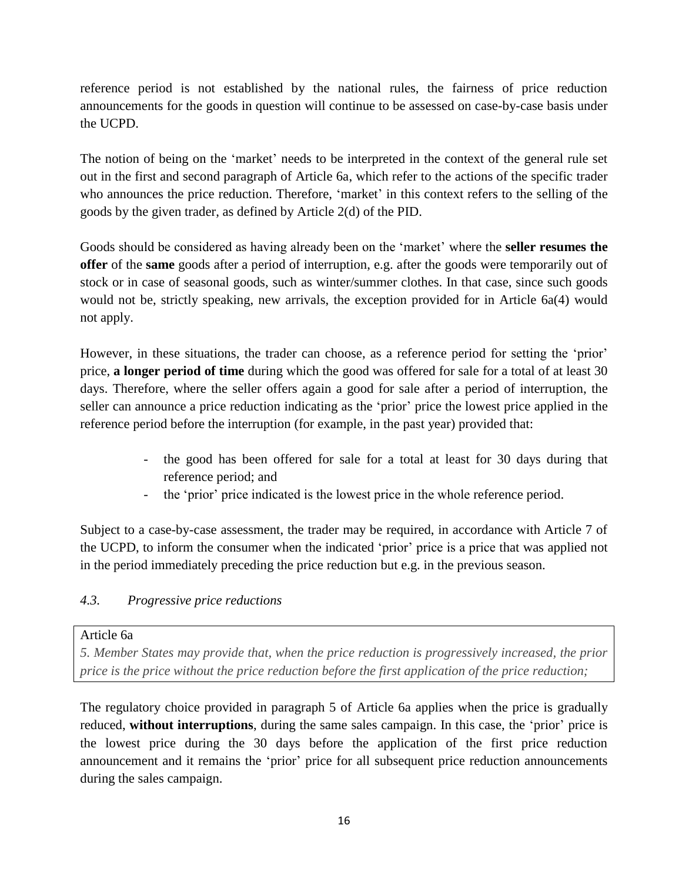reference period is not established by the national rules, the fairness of price reduction announcements for the goods in question will continue to be assessed on case-by-case basis under the UCPD.

The notion of being on the 'market' needs to be interpreted in the context of the general rule set out in the first and second paragraph of Article 6a, which refer to the actions of the specific trader who announces the price reduction. Therefore, 'market' in this context refers to the selling of the goods by the given trader, as defined by Article 2(d) of the PID.

Goods should be considered as having already been on the 'market' where the **seller resumes the offer** of the **same** goods after a period of interruption, e.g. after the goods were temporarily out of stock or in case of seasonal goods, such as winter/summer clothes. In that case, since such goods would not be, strictly speaking, new arrivals, the exception provided for in Article 6a(4) would not apply.

However, in these situations, the trader can choose, as a reference period for setting the 'prior' price, **a longer period of time** during which the good was offered for sale for a total of at least 30 days. Therefore, where the seller offers again a good for sale after a period of interruption, the seller can announce a price reduction indicating as the 'prior' price the lowest price applied in the reference period before the interruption (for example, in the past year) provided that:

- the good has been offered for sale for a total at least for 30 days during that reference period; and
- the 'prior' price indicated is the lowest price in the whole reference period.

Subject to a case-by-case assessment, the trader may be required, in accordance with Article 7 of the UCPD, to inform the consumer when the indicated 'prior' price is a price that was applied not in the period immediately preceding the price reduction but e.g. in the previous season.

### *4.3. Progressive price reductions*

> Article 6a
>
> *5. Member States may provide that, when the price reduction is progressively increased, the prior price is the price without the price reduction before the first application of the price reduction;*

The regulatory choice provided in paragraph 5 of Article 6a applies when the price is gradually reduced, **without interruptions**, during the same sales campaign. In this case, the 'prior' price is the lowest price during the 30 days before the application of the first price reduction announcement and it remains the 'prior' price for all subsequent price reduction announcements during the sales campaign.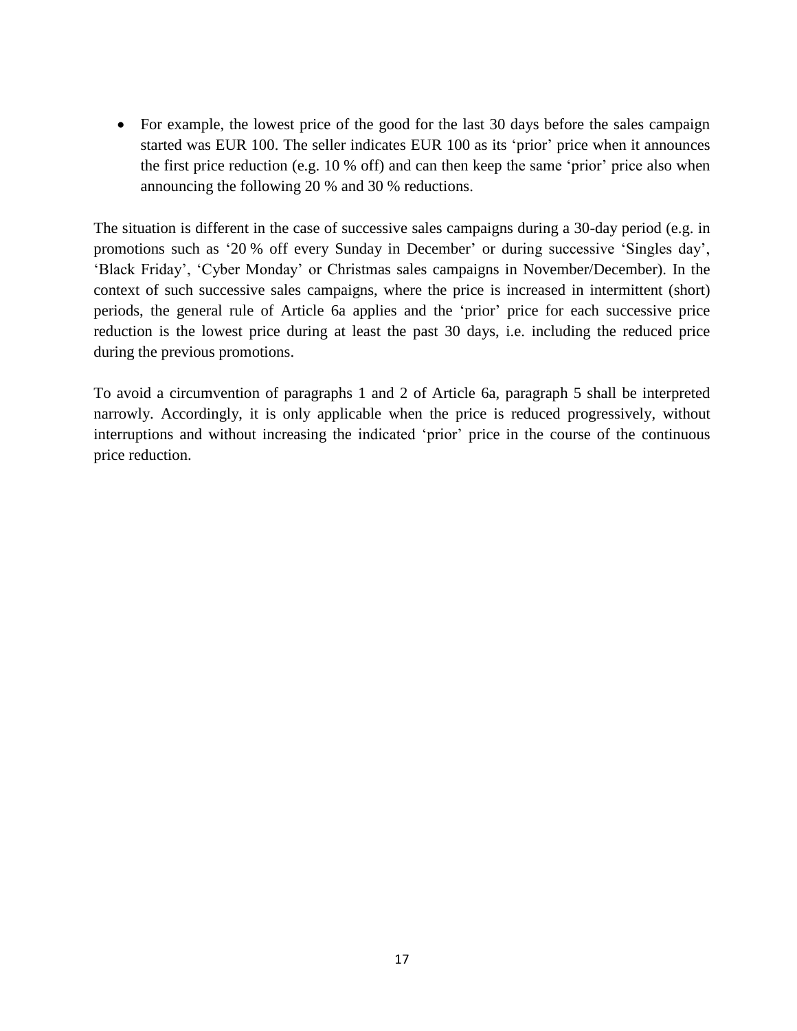- For example, the lowest price of the good for the last 30 days before the sales campaign started was EUR 100. The seller indicates EUR 100 as its 'prior' price when it announces the first price reduction (e.g. 10 % off) and can then keep the same 'prior' price also when announcing the following 20 % and 30 % reductions.

The situation is different in the case of successive sales campaigns during a 30-day period (e.g. in promotions such as '20 % off every Sunday in December' or during successive 'Singles day', 'Black Friday', 'Cyber Monday' or Christmas sales campaigns in November/December). In the context of such successive sales campaigns, where the price is increased in intermittent (short) periods, the general rule of Article 6a applies and the 'prior' price for each successive price reduction is the lowest price during at least the past 30 days, i.e. including the reduced price during the previous promotions.

To avoid a circumvention of paragraphs 1 and 2 of Article 6a, paragraph 5 shall be interpreted narrowly. Accordingly, it is only applicable when the price is reduced progressively, without interruptions and without increasing the indicated 'prior' price in the course of the continuous price reduction.